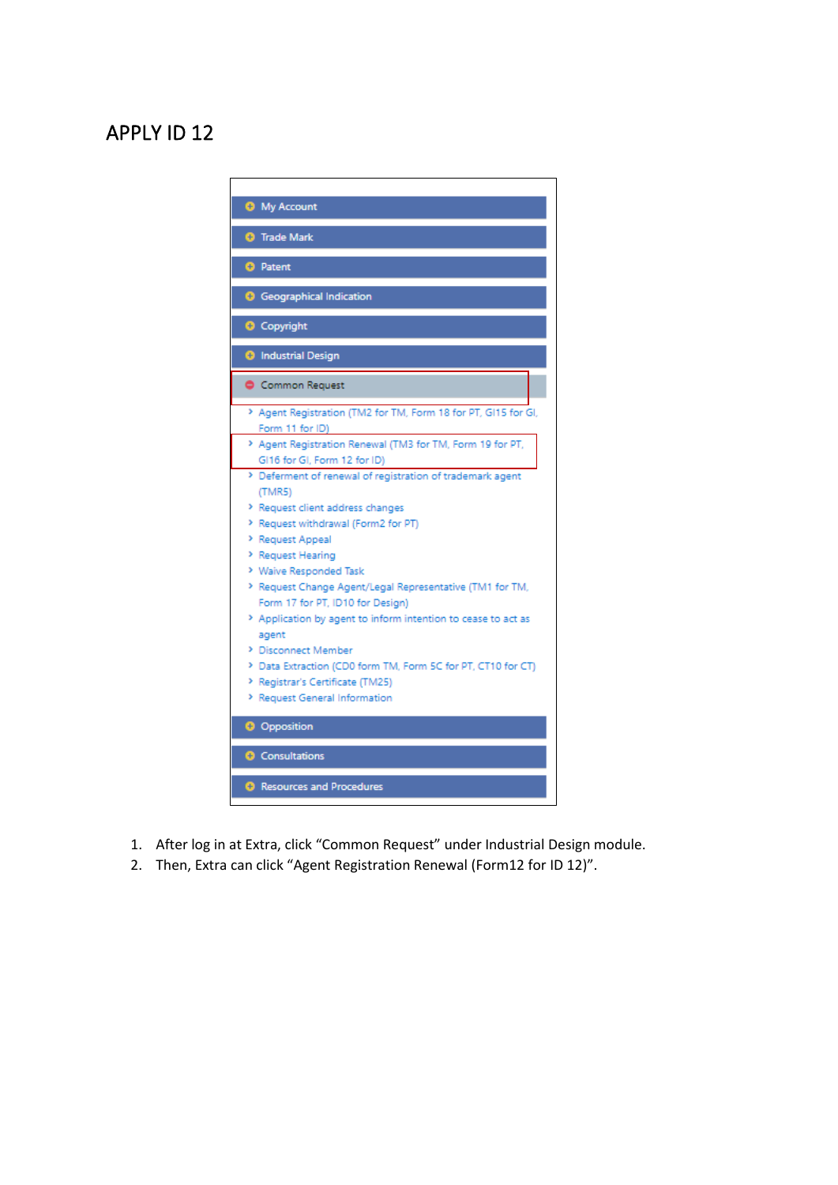# APPLY ID 12

- My Account
- Trade Mark
- Patent
- Geographical Indication
- Copyright
- Industrial Design
- Common Request
  - Agent Registration (TM2 for TM, Form 18 for PT, GI15 for GI, Form 11 for ID)
  - Agent Registration Renewal (TM3 for TM, Form 19 for PT, GI16 for GI, Form 12 for ID)
  - Deferment of renewal of registration of trademark agent (TMR5)
  - Request client address changes
  - Request withdrawal (Form2 for PT)
  - Request Appeal
  - Request Hearing
  - Waive Responded Task
  - Request Change Agent/Legal Representative (TM1 for TM, Form 17 for PT, ID10 for Design)
  - Application by agent to inform intention to cease to act as agent
  - Disconnect Member
  - Data Extraction (CD0 form TM, Form 5C for PT, CT10 for CT)
  - Registrar's Certificate (TM25)
  - Request General Information
- Opposition
- Consultations
- Resources and Procedures

1. After log in at Extra, click "Common Request" under Industrial Design module.
2. Then, Extra can click "Agent Registration Renewal (Form12 for ID 12)".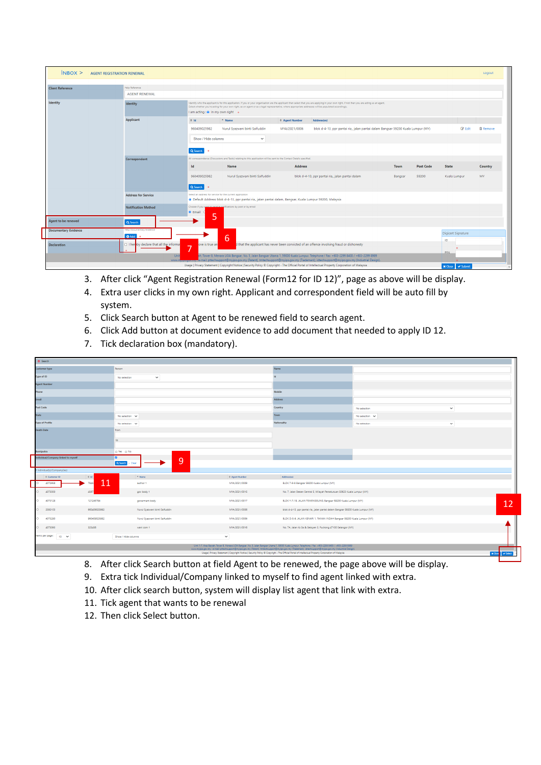3. After click “Agent Registration Renewal (Form12 for ID 12)”, page as above will be display.
4. Extra user clicks in my own right. Applicant and correspondent field will be auto fill by system.
5. Click Search button at Agent to be renewed field to search agent.
6. Click Add button at document evidence to add document that needed to apply ID 12.
7. Tick declaration box (mandatory).

8. After click Search button at field Agent to be renewed, the page above will be display.
9. Extra tick Individual/Company linked to myself to find agent linked with extra.
10. After click search button, system will display list agent that link with extra.
11. Tick agent that wants to be renewal
12. Then click Select button.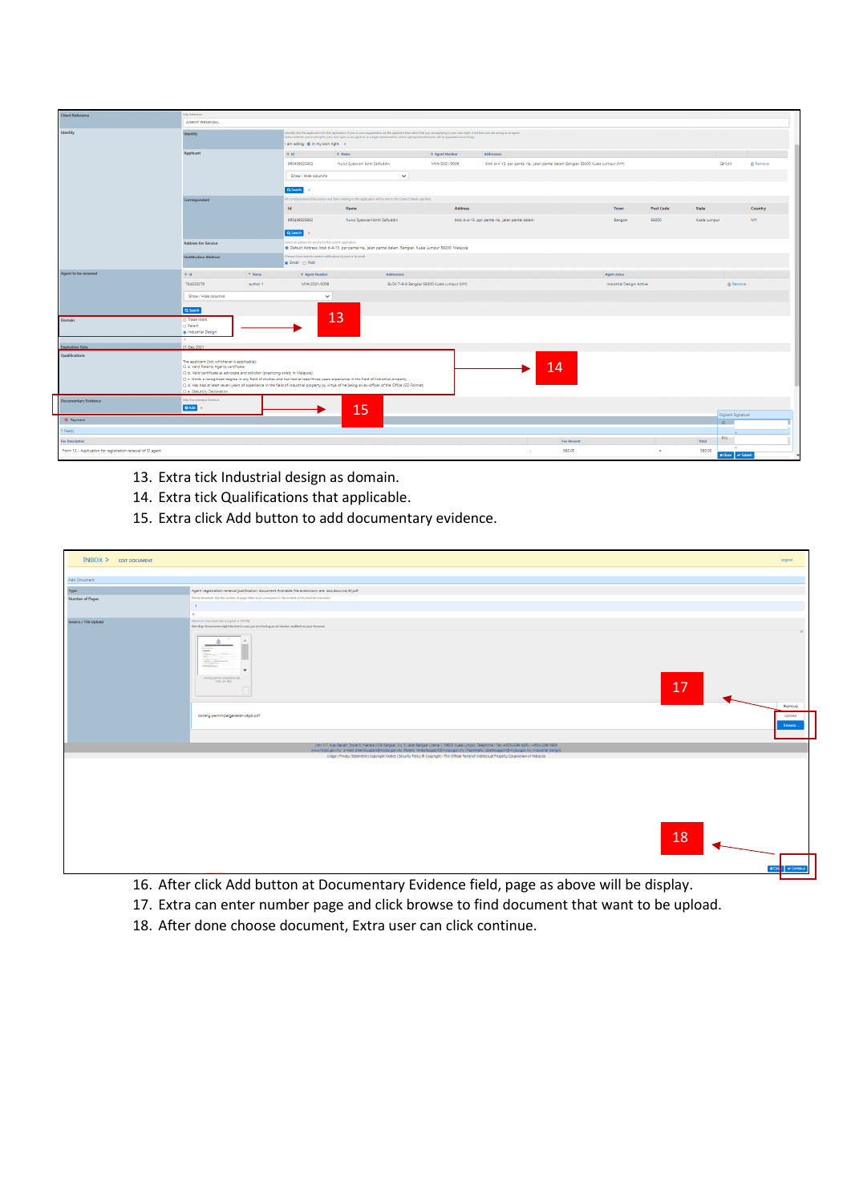13. Extra tick Industrial design as domain.
14. Extra tick Qualifications that applicable.
15. Extra click Add button to add documentary evidence.

16. After click Add button at Documentary Evidence field, page as above will be display.
17. Extra can enter number page and click browse to find document that want to be upload.
18. After done choose document, Extra user can click continue.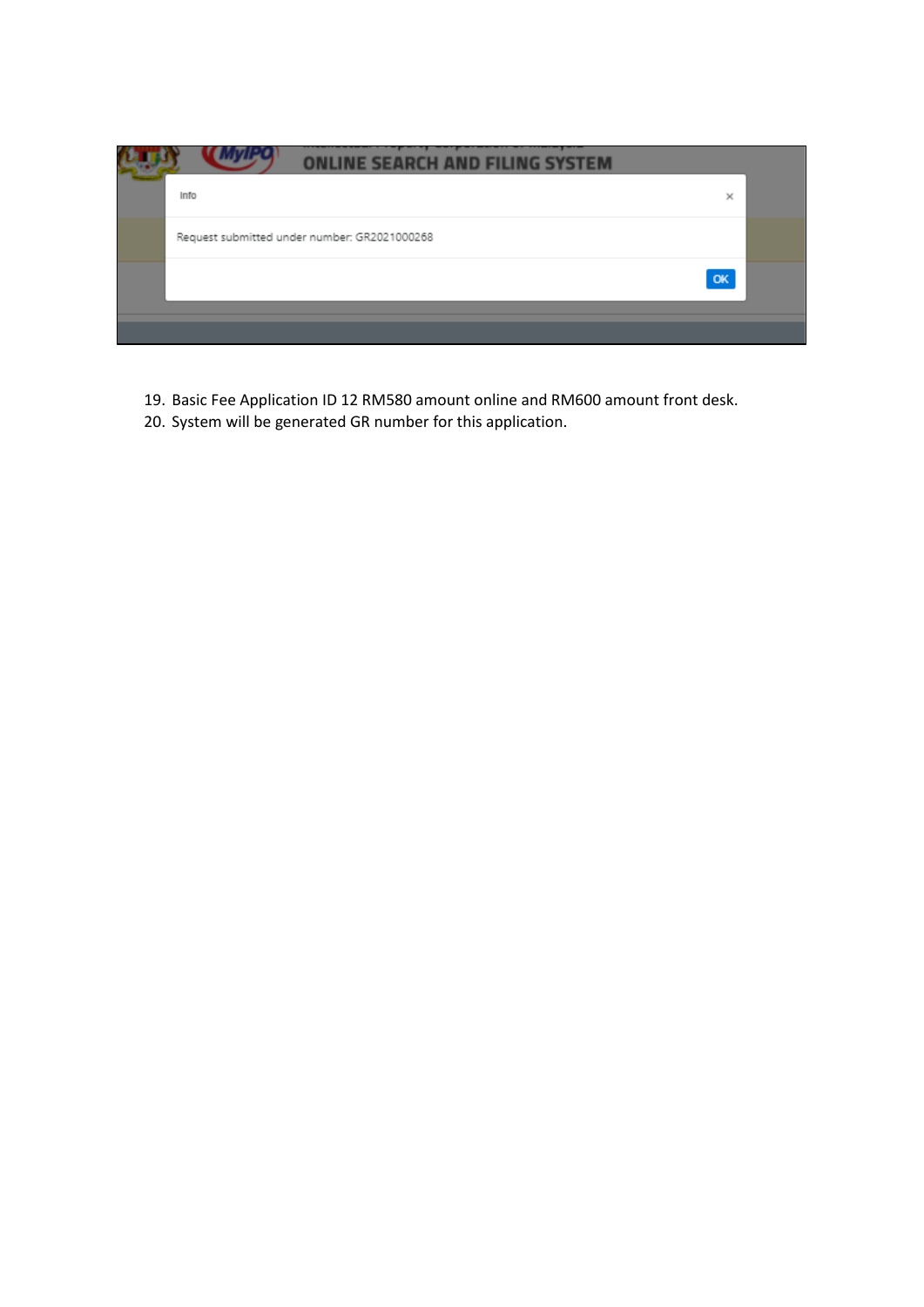19. Basic Fee Application ID 12 RM580 amount online and RM600 amount front desk.
20. System will be generated GR number for this application.